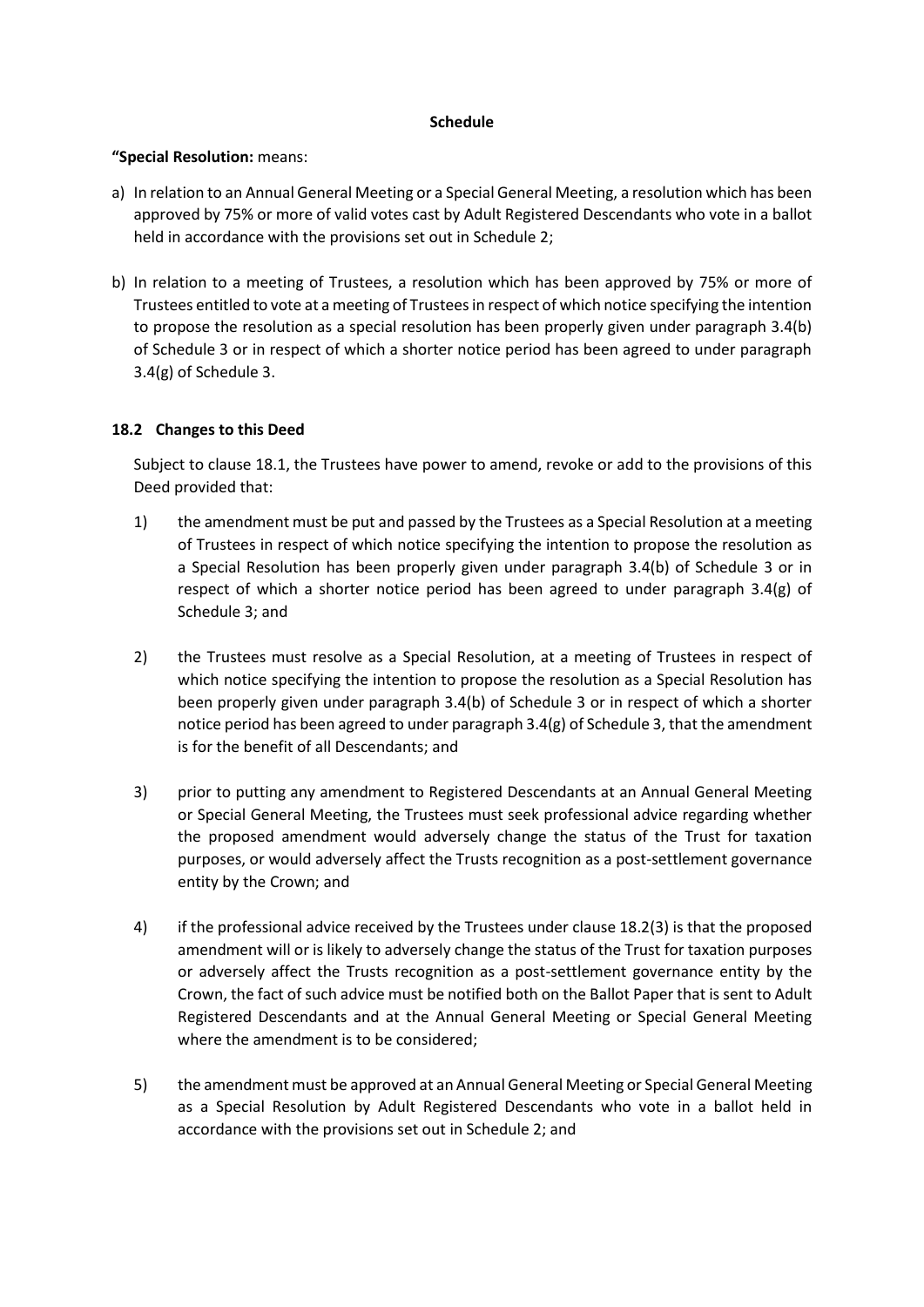**Schedule**

**"Special Resolution:** means:

a) In relation to an Annual General Meeting or a Special General Meeting, a resolution which has been approved by 75% or more of valid votes cast by Adult Registered Descendants who vote in a ballot held in accordance with the provisions set out in Schedule 2;

b) In relation to a meeting of Trustees, a resolution which has been approved by 75% or more of Trustees entitled to vote at a meeting of Trustees in respect of which notice specifying the intention to propose the resolution as a special resolution has been properly given under paragraph 3.4(b) of Schedule 3 or in respect of which a shorter notice period has been agreed to under paragraph 3.4(g) of Schedule 3.

### 18.2 Changes to this Deed

Subject to clause 18.1, the Trustees have power to amend, revoke or add to the provisions of this Deed provided that:

1) the amendment must be put and passed by the Trustees as a Special Resolution at a meeting of Trustees in respect of which notice specifying the intention to propose the resolution as a Special Resolution has been properly given under paragraph 3.4(b) of Schedule 3 or in respect of which a shorter notice period has been agreed to under paragraph 3.4(g) of Schedule 3; and

2) the Trustees must resolve as a Special Resolution, at a meeting of Trustees in respect of which notice specifying the intention to propose the resolution as a Special Resolution has been properly given under paragraph 3.4(b) of Schedule 3 or in respect of which a shorter notice period has been agreed to under paragraph 3.4(g) of Schedule 3, that the amendment is for the benefit of all Descendants; and

3) prior to putting any amendment to Registered Descendants at an Annual General Meeting or Special General Meeting, the Trustees must seek professional advice regarding whether the proposed amendment would adversely change the status of the Trust for taxation purposes, or would adversely affect the Trusts recognition as a post-settlement governance entity by the Crown; and

4) if the professional advice received by the Trustees under clause 18.2(3) is that the proposed amendment will or is likely to adversely change the status of the Trust for taxation purposes or adversely affect the Trusts recognition as a post-settlement governance entity by the Crown, the fact of such advice must be notified both on the Ballot Paper that is sent to Adult Registered Descendants and at the Annual General Meeting or Special General Meeting where the amendment is to be considered;

5) the amendment must be approved at an Annual General Meeting or Special General Meeting as a Special Resolution by Adult Registered Descendants who vote in a ballot held in accordance with the provisions set out in Schedule 2; and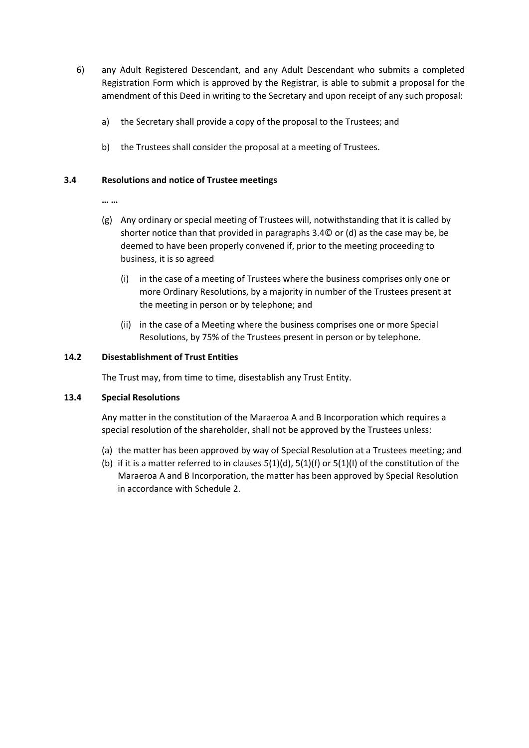6) any Adult Registered Descendant, and any Adult Descendant who submits a completed Registration Form which is approved by the Registrar, is able to submit a proposal for the amendment of this Deed in writing to the Secretary and upon receipt of any such proposal:

   a) the Secretary shall provide a copy of the proposal to the Trustees; and

   b) the Trustees shall consider the proposal at a meeting of Trustees.

**3.4 Resolutions and notice of Trustee meetings**

**… …**

(g) Any ordinary or special meeting of Trustees will, notwithstanding that it is called by shorter notice than that provided in paragraphs 3.4© or (d) as the case may be, be deemed to have been properly convened if, prior to the meeting proceeding to business, it is so agreed

   (i) in the case of a meeting of Trustees where the business comprises only one or more Ordinary Resolutions, by a majority in number of the Trustees present at the meeting in person or by telephone; and

   (ii) in the case of a Meeting where the business comprises one or more Special Resolutions, by 75% of the Trustees present in person or by telephone.

**14.2 Disestablishment of Trust Entities**

The Trust may, from time to time, disestablish any Trust Entity.

**13.4 Special Resolutions**

Any matter in the constitution of the Maraeroa A and B Incorporation which requires a special resolution of the shareholder, shall not be approved by the Trustees unless:

(a) the matter has been approved by way of Special Resolution at a Trustees meeting; and
(b) if it is a matter referred to in clauses 5(1)(d), 5(1)(f) or 5(1)(I) of the constitution of the Maraeroa A and B Incorporation, the matter has been approved by Special Resolution in accordance with Schedule 2.